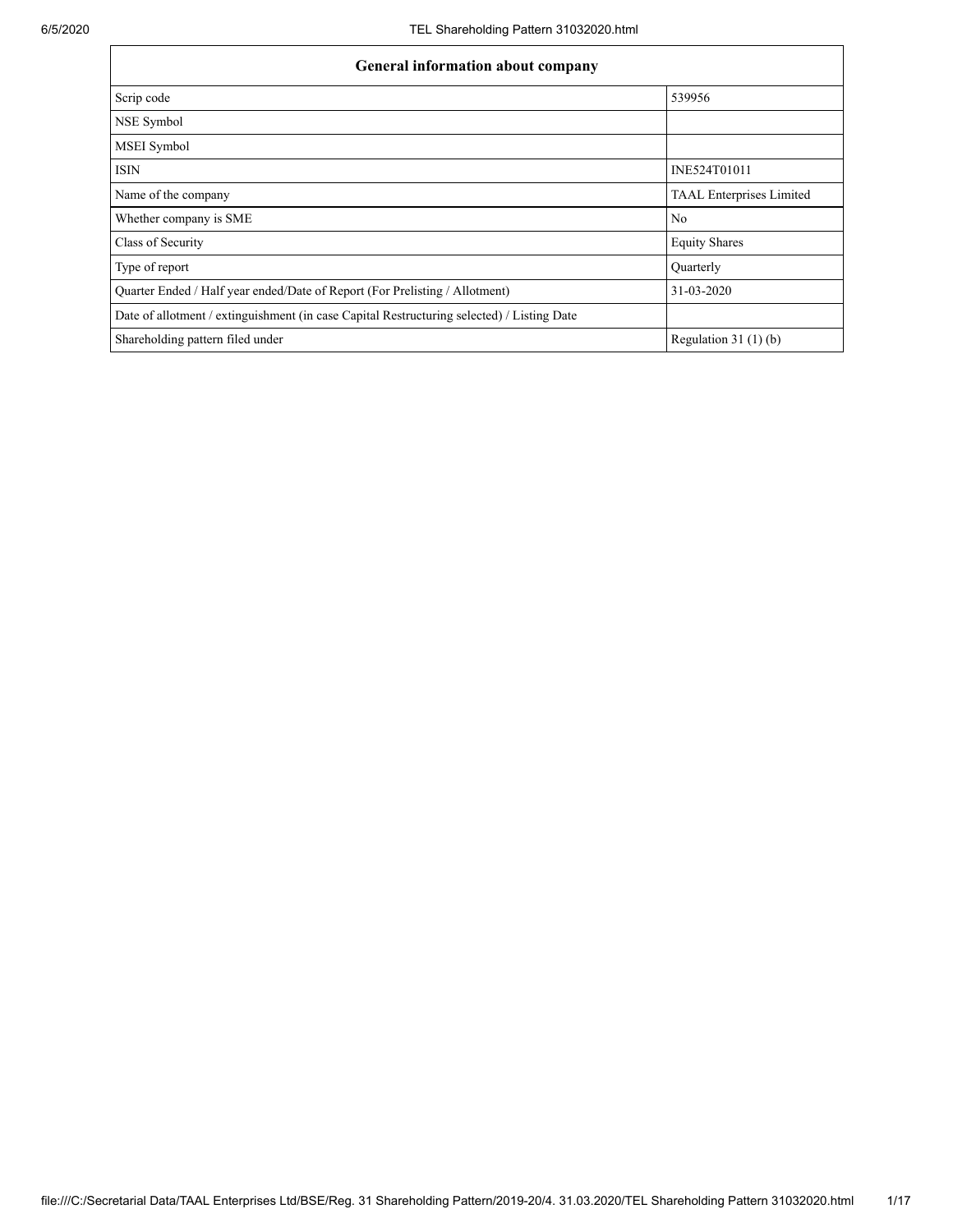| General information about company | |
|---|---|
| Scrip code | 539956 |
| NSE Symbol | |
| MSEI Symbol | |
| ISIN | INE524T01011 |
| Name of the company | TAAL Enterprises Limited |
| Whether company is SME | No |
| Class of Security | Equity Shares |
| Type of report | Quarterly |
| Quarter Ended / Half year ended/Date of Report (For Prelisting / Allotment) | 31-03-2020 |
| Date of allotment / extinguishment (in case Capital Restructuring selected) / Listing Date | |
| Shareholding pattern filed under | Regulation 31 (1) (b) |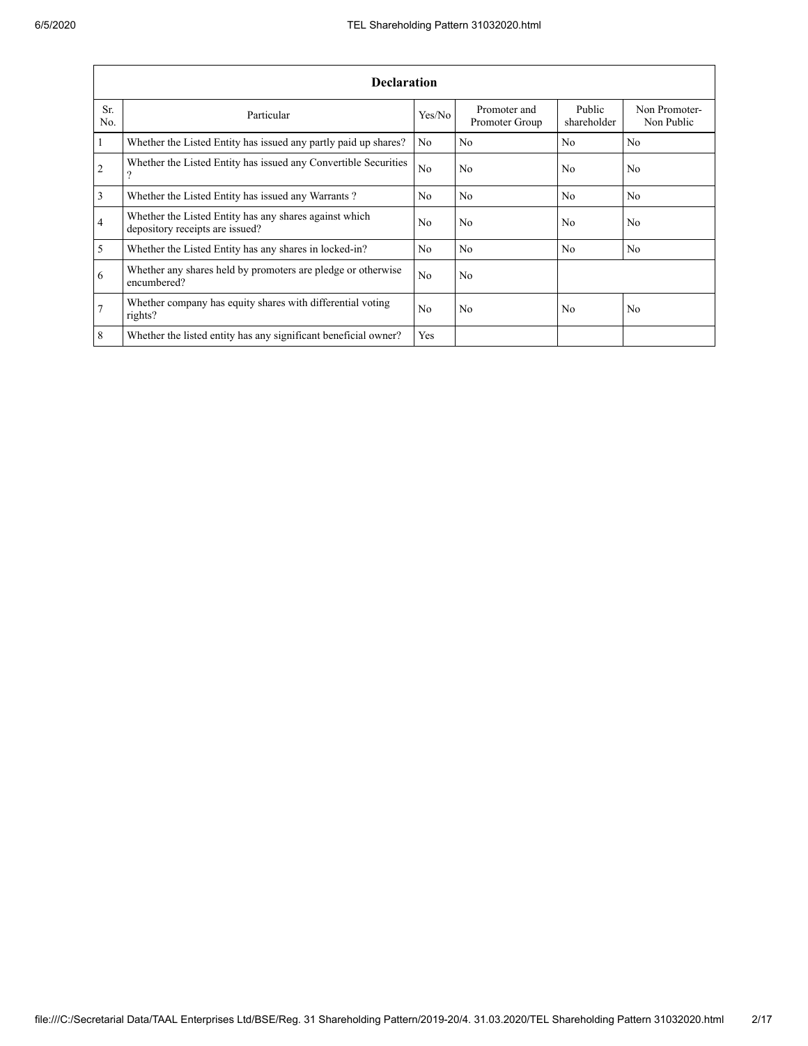| Declaration | | | | | |
|---|---|---|---|---|---|
| Sr. No. | Particular | Yes/No | Promoter and Promoter Group | Public shareholder | Non Promoter- Non Public |
| 1 | Whether the Listed Entity has issued any partly paid up shares? | No | No | No | No |
| 2 | Whether the Listed Entity has issued any Convertible Securities ? | No | No | No | No |
| 3 | Whether the Listed Entity has issued any Warrants ? | No | No | No | No |
| 4 | Whether the Listed Entity has any shares against which depository receipts are issued? | No | No | No | No |
| 5 | Whether the Listed Entity has any shares in locked-in? | No | No | No | No |
| 6 | Whether any shares held by promoters are pledge or otherwise encumbered? | No | No | | |
| 7 | Whether company has equity shares with differential voting rights? | No | No | No | No |
| 8 | Whether the listed entity has any significant beneficial owner? | Yes | | | |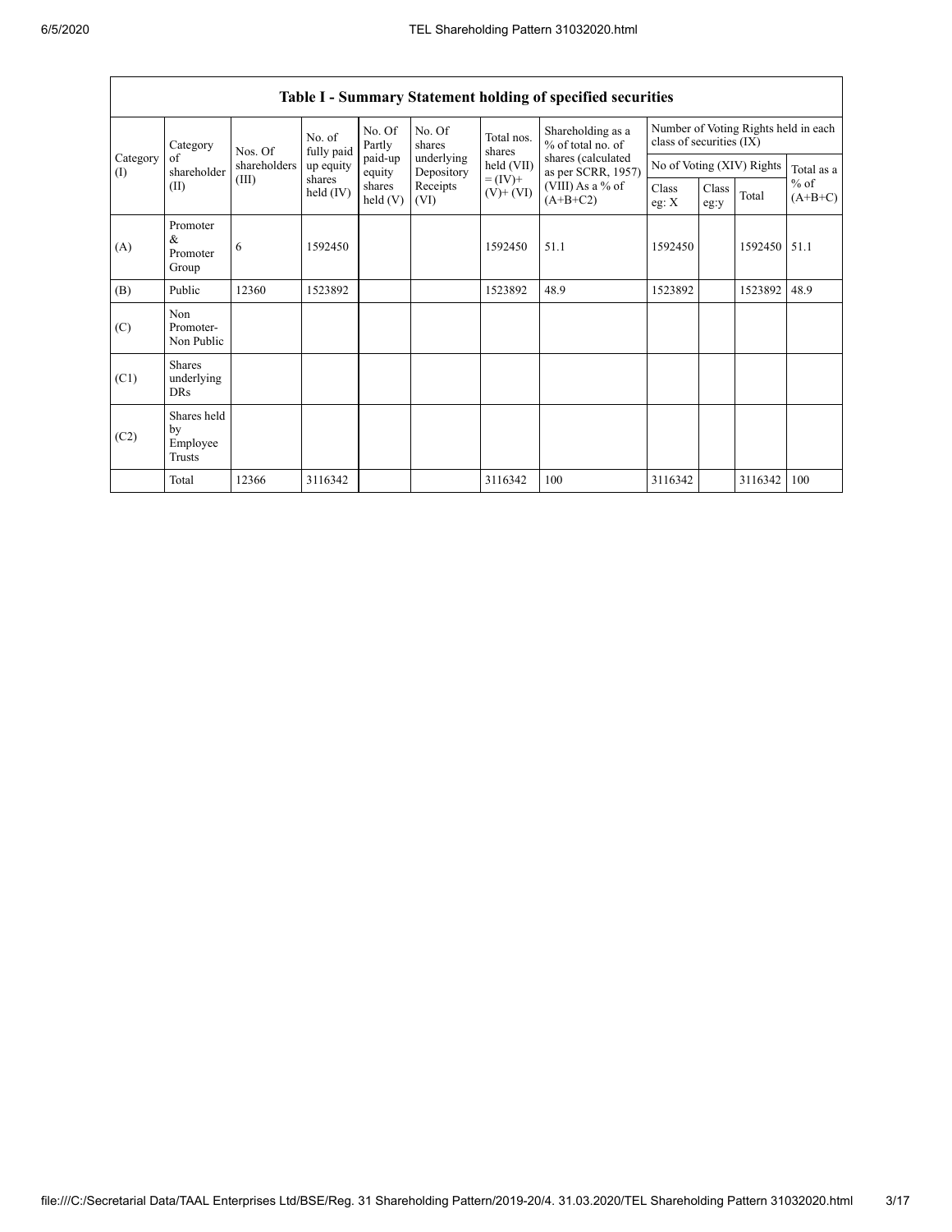| Table I - Summary Statement holding of specified securities | | | | | | | | | | | | |
|---|---|---|---|---|---|---|---|---|---|---|---|---|
| Category (I) | Category of shareholder (II) | Nos. Of shareholders (III) | No. of fully paid up equity shares held (IV) | No. Of Partly paid-up equity shares held (V) | No. Of shares underlying Depository Receipts (VI) | Total nos. shares held (VII) = (IV)+ (V)+ (VI) | Shareholding as a % of total no. of shares (calculated as per SCRR, 1957) (VIII) As a % of (A+B+C2) | Number of Voting Rights held in each class of securities (IX) | | | |
| | | | | | | | | No of Voting (XIV) Rights | | | Total as a % of (A+B+C) |
| | | | | | | | | Class eg: X | Class eg:y | Total | |
| (A) | Promoter & Promoter Group | 6 | 1592450 | | | 1592450 | 51.1 | 1592450 | | 1592450 | 51.1 |
| (B) | Public | 12360 | 1523892 | | | 1523892 | 48.9 | 1523892 | | 1523892 | 48.9 |
| (C) | Non Promoter- Non Public | | | | | | | | | | |
| (C1) | Shares underlying DRs | | | | | | | | | | |
| (C2) | Shares held by Employee Trusts | | | | | | | | | | |
| | Total | 12366 | 3116342 | | | 3116342 | 100 | 3116342 | | 3116342 | 100 |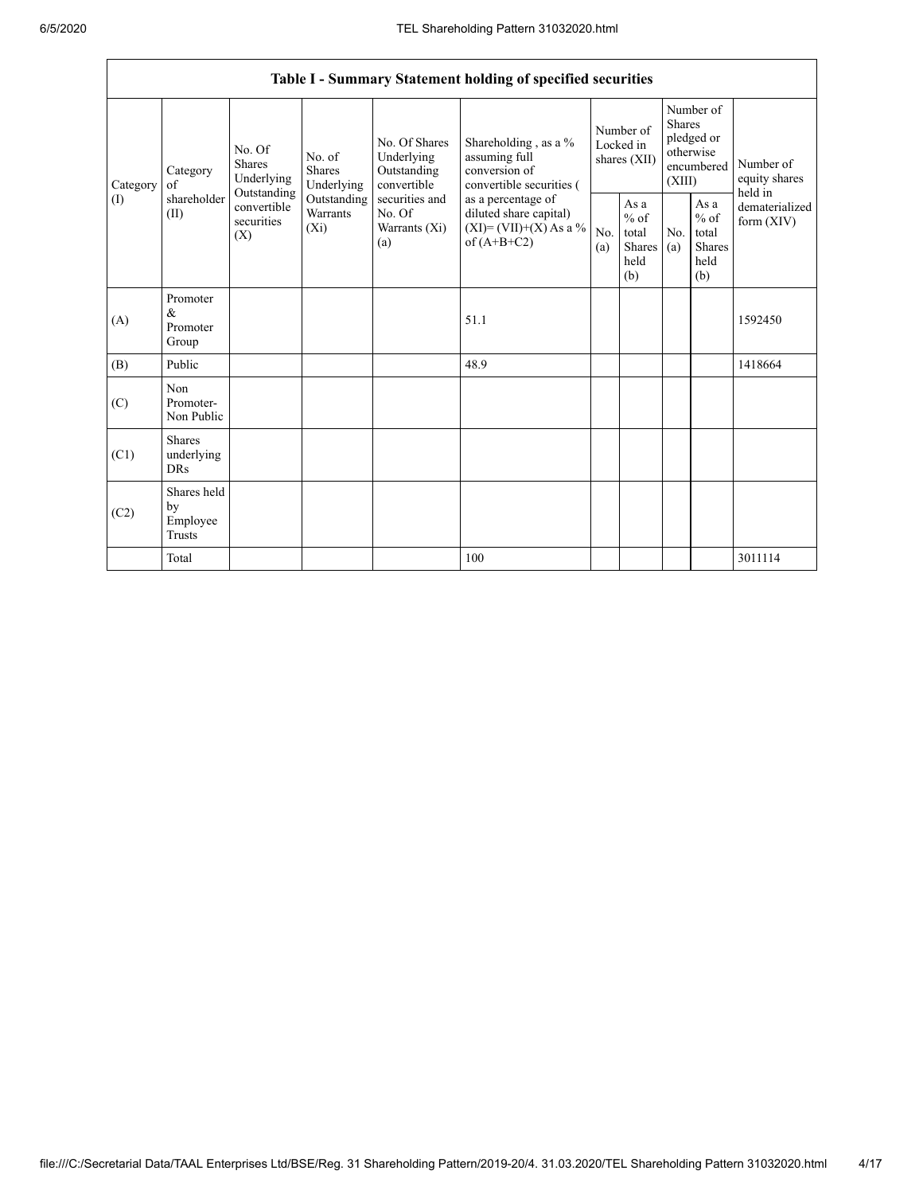| Table I - Summary Statement holding of specified securities | | | | | | | | | | | |
|---|---|---|---|---|---|---|---|---|---|---|---|
| Category (I) | Category of shareholder (II) | No. Of Shares Underlying Outstanding convertible securities (X) | No. of Shares Underlying Outstanding Warrants (Xi) | No. Of Shares Underlying Outstanding convertible securities and No. Of Warrants (Xi) (a) | Shareholding , as a % assuming full conversion of convertible securities ( as a percentage of diluted share capital) (XI)= (VII)+(X) As a % of (A+B+C2) | Number of Locked in shares (XII) | | Number of Shares pledged or otherwise encumbered (XIII) | | Number of equity shares held in dematerialized form (XIV) |
| | | | | | | No. (a) | As a % of total Shares held (b) | No. (a) | As a % of total Shares held (b) | |
| (A) | Promoter & Promoter Group | | | | 51.1 | | | | | 1592450 |
| (B) | Public | | | | 48.9 | | | | | 1418664 |
| (C) | Non Promoter- Non Public | | | | | | | | | |
| (C1) | Shares underlying DRs | | | | | | | | | |
| (C2) | Shares held by Employee Trusts | | | | | | | | | |
| | Total | | | | 100 | | | | | 3011114 |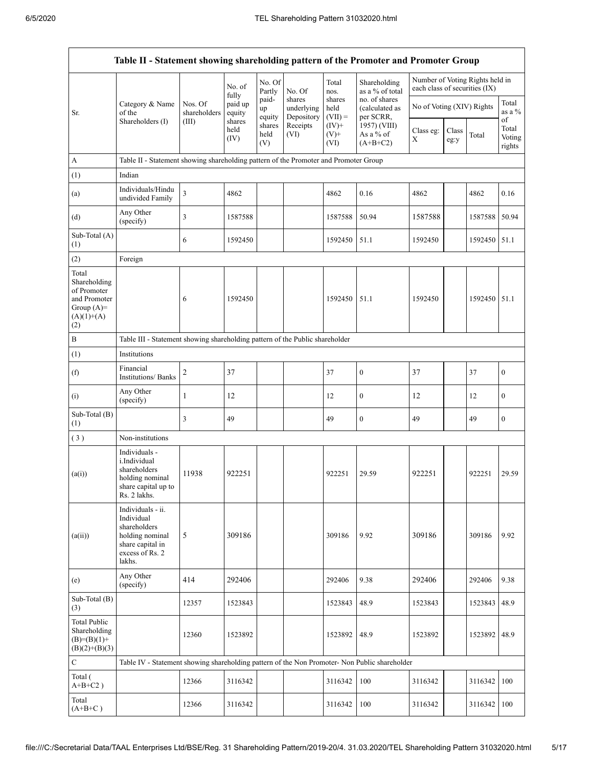| Table II - Statement showing shareholding pattern of the Promoter and Promoter Group | | | | | | | | | | | |
|---|---|---|---|---|---|---|---|---|---|---|---|
| Sr. | Category & Name of the Shareholders (I) | Nos. Of shareholders (III) | No. of fully paid up equity shares held (IV) | No. Of Partly paid-up equity shares held (V) | No. Of shares underlying Depository Receipts (VI) | Total nos. shares held (VII) = (IV)+ (V)+ (VI) | Shareholding as a % of total no. of shares (calculated as per SCRR, 1957) (VIII) As a % of (A+B+C2) | Number of Voting Rights held in each class of securities (IX) | | | |
| | | | | | | | | No of Voting (XIV) Rights | | | Total as a % of Total Voting rights |
| | | | | | | | | Class eg: X | Class eg:y | Total | |
| A | Table II - Statement showing shareholding pattern of the Promoter and Promoter Group | | | | | | | | | | |
| (1) | Indian | | | | | | | | | | |
| (a) | Individuals/Hindu undivided Family | 3 | 4862 | | | 4862 | 0.16 | 4862 | | 4862 | 0.16 |
| (d) | Any Other (specify) | 3 | 1587588 | | | 1587588 | 50.94 | 1587588 | | 1587588 | 50.94 |
| Sub-Total (A) (1) | | 6 | 1592450 | | | 1592450 | 51.1 | 1592450 | | 1592450 | 51.1 |
| (2) | Foreign | | | | | | | | | | |
| Total Shareholding of Promoter and Promoter Group (A)= (A)(1)+(A) (2) | | 6 | 1592450 | | | 1592450 | 51.1 | 1592450 | | 1592450 | 51.1 |
| B | Table III - Statement showing shareholding pattern of the Public shareholder | | | | | | | | | | |
| (1) | Institutions | | | | | | | | | | |
| (f) | Financial Institutions/ Banks | 2 | 37 | | | 37 | 0 | 37 | | 37 | 0 |
| (i) | Any Other (specify) | 1 | 12 | | | 12 | 0 | 12 | | 12 | 0 |
| Sub-Total (B) (1) | | 3 | 49 | | | 49 | 0 | 49 | | 49 | 0 |
| (3) | Non-institutions | | | | | | | | | | |
| (a(i)) | Individuals - i.Individual shareholders holding nominal share capital up to Rs. 2 lakhs. | 11938 | 922251 | | | 922251 | 29.59 | 922251 | | 922251 | 29.59 |
| (a(ii)) | Individuals - ii. Individual shareholders holding nominal share capital in excess of Rs. 2 lakhs. | 5 | 309186 | | | 309186 | 9.92 | 309186 | | 309186 | 9.92 |
| (e) | Any Other (specify) | 414 | 292406 | | | 292406 | 9.38 | 292406 | | 292406 | 9.38 |
| Sub-Total (B) (3) | | 12357 | 1523843 | | | 1523843 | 48.9 | 1523843 | | 1523843 | 48.9 |
| Total Public Shareholding (B)=(B)(1)+(B)(2)+(B)(3) | | 12360 | 1523892 | | | 1523892 | 48.9 | 1523892 | | 1523892 | 48.9 |
| C | Table IV - Statement showing shareholding pattern of the Non Promoter- Non Public shareholder | | | | | | | | | | |
| Total ( A+B+C2 ) | | 12366 | 3116342 | | | 3116342 | 100 | 3116342 | | 3116342 | 100 |
| Total (A+B+C ) | | 12366 | 3116342 | | | 3116342 | 100 | 3116342 | | 3116342 | 100 |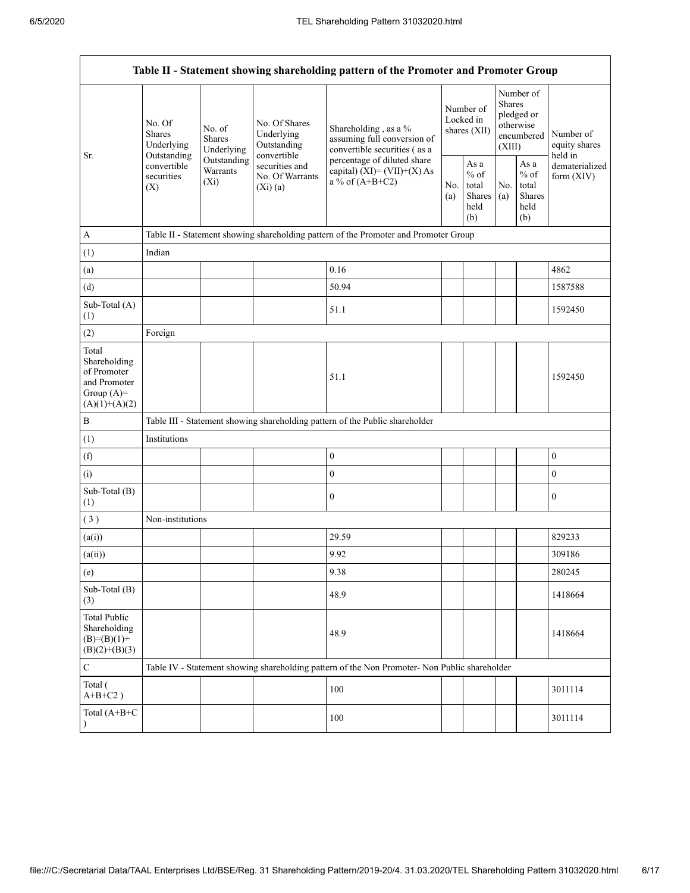| Table II - Statement showing shareholding pattern of the Promoter and Promoter Group | | | | | | | | | |
|---|---|---|---|---|---|---|---|---|---|
| Sr. | No. Of Shares Underlying Outstanding convertible securities (X) | No. of Shares Underlying Outstanding Warrants (Xi) | No. Of Shares Underlying Outstanding convertible securities and No. Of Warrants (Xi) (a) | Shareholding , as a % assuming full conversion of convertible securities ( as a percentage of diluted share capital) (XI)= (VII)+(X) As a % of (A+B+C2) | Number of Locked in shares (XII) | | Number of Shares pledged or otherwise encumbered (XIII) | | Number of equity shares held in dematerialized form (XIV) |
| | | | | | No. (a) | As a % of total Shares held (b) | No. (a) | As a % of total Shares held (b) | |
| A | Table II - Statement showing shareholding pattern of the Promoter and Promoter Group | | | | | | | | |
| (1) | Indian | | | | | | | | |
| (a) | | | | 0.16 | | | | | 4862 |
| (d) | | | | 50.94 | | | | | 1587588 |
| Sub-Total (A) (1) | | | | 51.1 | | | | | 1592450 |
| (2) | Foreign | | | | | | | | |
| Total Shareholding of Promoter and Promoter Group (A)= (A)(1)+(A)(2) | | | | 51.1 | | | | | 1592450 |
| B | Table III - Statement showing shareholding pattern of the Public shareholder | | | | | | | | |
| (1) | Institutions | | | | | | | | |
| (f) | | | | 0 | | | | | 0 |
| (i) | | | | 0 | | | | | 0 |
| Sub-Total (B) (1) | | | | 0 | | | | | 0 |
| ( 3 ) | Non-institutions | | | | | | | | |
| (a(i)) | | | | 29.59 | | | | | 829233 |
| (a(ii)) | | | | 9.92 | | | | | 309186 |
| (e) | | | | 9.38 | | | | | 280245 |
| Sub-Total (B) (3) | | | | 48.9 | | | | | 1418664 |
| Total Public Shareholding (B)=(B)(1)+ (B)(2)+(B)(3) | | | | 48.9 | | | | | 1418664 |
| C | Table IV - Statement showing shareholding pattern of the Non Promoter- Non Public shareholder | | | | | | | | |
| Total ( A+B+C2 ) | | | | 100 | | | | | 3011114 |
| Total (A+B+C ) | | | | 100 | | | | | 3011114 |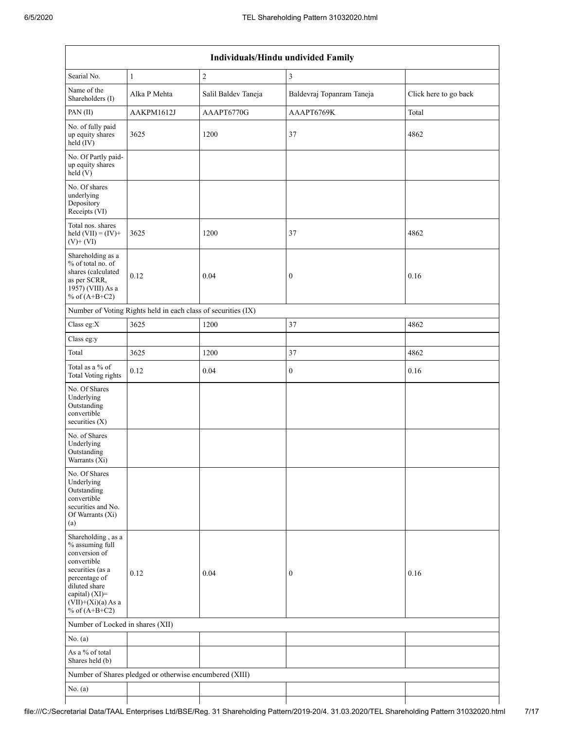| Individuals/Hindu undivided Family | | | | |
|---|---|---|---|---|
| Searial No. | 1 | 2 | 3 | |
| Name of the Shareholders (I) | Alka P Mehta | Salil Baldev Taneja | Baldevraj Topanram Taneja | Click here to go back |
| PAN (II) | AAKPM1612J | AAAPT6770G | AAAPT6769K | Total |
| No. of fully paid up equity shares held (IV) | 3625 | 1200 | 37 | 4862 |
| No. Of Partly paid-up equity shares held (V) | | | | |
| No. Of shares underlying Depository Receipts (VI) | | | | |
| Total nos. shares held (VII) = (IV)+(V)+ (VI) | 3625 | 1200 | 37 | 4862 |
| Shareholding as a % of total no. of shares (calculated as per SCRR, 1957) (VIII) As a % of (A+B+C2) | 0.12 | 0.04 | 0 | 0.16 |
| Number of Voting Rights held in each class of securities (IX) | | | | |
| Class eg:X | 3625 | 1200 | 37 | 4862 |
| Class eg:y | | | | |
| Total | 3625 | 1200 | 37 | 4862 |
| Total as a % of Total Voting rights | 0.12 | 0.04 | 0 | 0.16 |
| No. Of Shares Underlying Outstanding convertible securities (X) | | | | |
| No. of Shares Underlying Outstanding Warrants (Xi) | | | | |
| No. Of Shares Underlying Outstanding convertible securities and No. Of Warrants (Xi) (a) | | | | |
| Shareholding , as a % assuming full conversion of convertible securities (as a percentage of diluted share capital) (XI)= (VII)+(Xi)(a) As a % of (A+B+C2) | 0.12 | 0.04 | 0 | 0.16 |
| Number of Locked in shares (XII) | | | | |
| No. (a) | | | | |
| As a % of total Shares held (b) | | | | |
| Number of Shares pledged or otherwise encumbered (XIII) | | | | |
| No. (a) | | | | |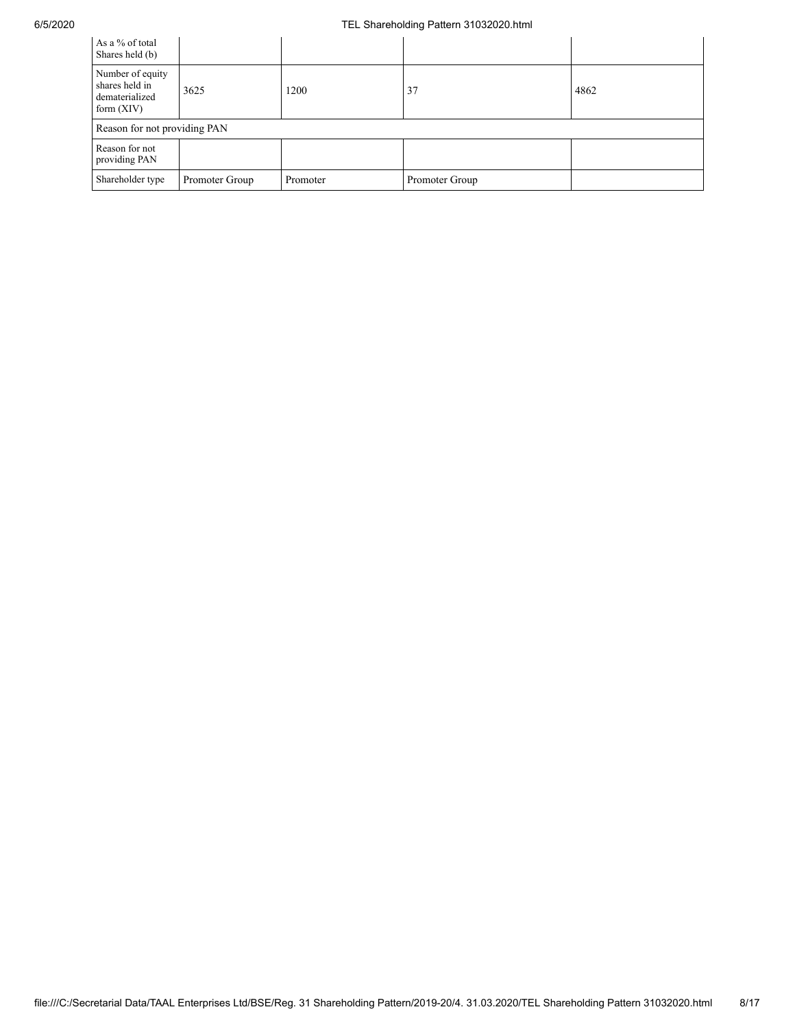| As a % of total Shares held (b) | | | | |
|---|---|---|---|---|
| Number of equity shares held in dematerialized form (XIV) | 3625 | 1200 | 37 | 4862 |
| Reason for not providing PAN | | | | |
| Reason for not providing PAN | | | | |
| Shareholder type | Promoter Group | Promoter | Promoter Group | |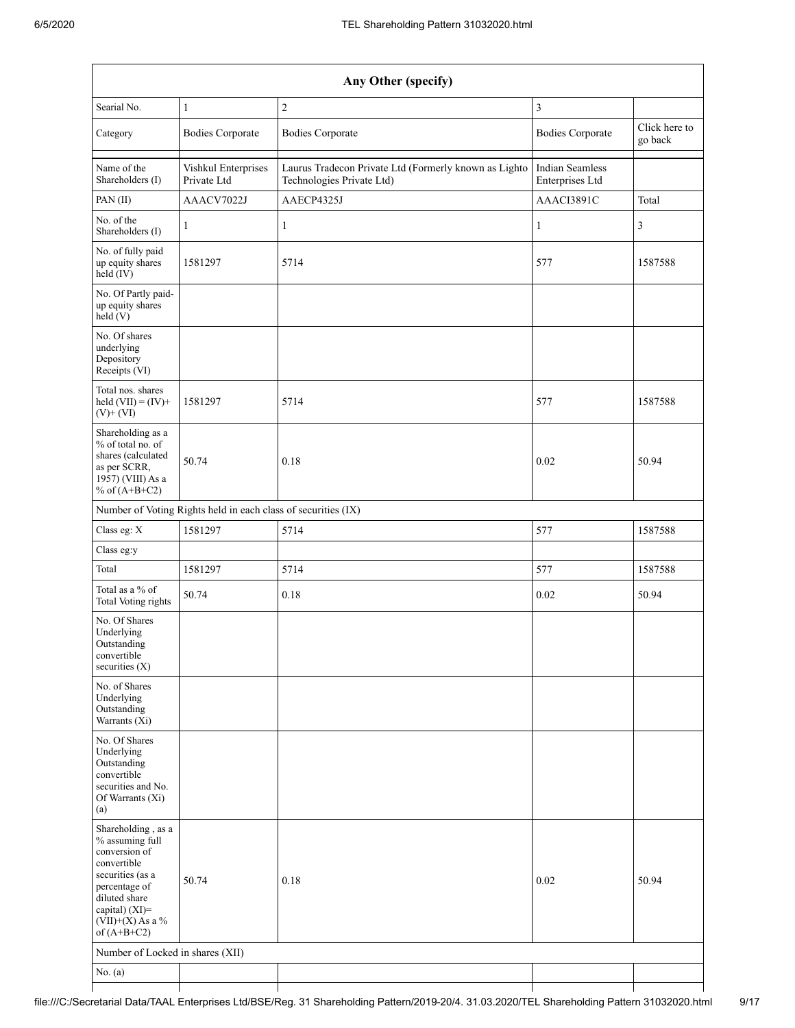| Any Other (specify) | | | | |
|---|---|---|---|---|
| Searial No. | 1 | 2 | 3 | |
| Category | Bodies Corporate | Bodies Corporate | Bodies Corporate | Click here to go back |
| Name of the Shareholders (I) | Vishkul Enterprises Private Ltd | Laurus Tradecon Private Ltd (Formerly known as Lighto Technologies Private Ltd) | Indian Seamless Enterprises Ltd | |
| PAN (II) | AAACV7022J | AAECP4325J | AAACI3891C | Total |
| No. of the Shareholders (I) | 1 | 1 | 1 | 3 |
| No. of fully paid up equity shares held (IV) | 1581297 | 5714 | 577 | 1587588 |
| No. Of Partly paid-up equity shares held (V) | | | | |
| No. Of shares underlying Depository Receipts (VI) | | | | |
| Total nos. shares held (VII) = (IV)+(V)+ (VI) | 1581297 | 5714 | 577 | 1587588 |
| Shareholding as a % of total no. of shares (calculated as per SCRR, 1957) (VIII) As a % of (A+B+C2) | 50.74 | 0.18 | 0.02 | 50.94 |
| Number of Voting Rights held in each class of securities (IX) | | | | |
| Class eg: X | 1581297 | 5714 | 577 | 1587588 |
| Class eg:y | | | | |
| Total | 1581297 | 5714 | 577 | 1587588 |
| Total as a % of Total Voting rights | 50.74 | 0.18 | 0.02 | 50.94 |
| No. Of Shares Underlying Outstanding convertible securities (X) | | | | |
| No. of Shares Underlying Outstanding Warrants (Xi) | | | | |
| No. Of Shares Underlying Outstanding convertible securities and No. Of Warrants (Xi) (a) | | | | |
| Shareholding , as a % assuming full conversion of convertible securities (as a percentage of diluted share capital) (XI)= (VII)+(X) As a % of (A+B+C2) | 50.74 | 0.18 | 0.02 | 50.94 |
| Number of Locked in shares (XII) | | | | |
| No. (a) | | | | |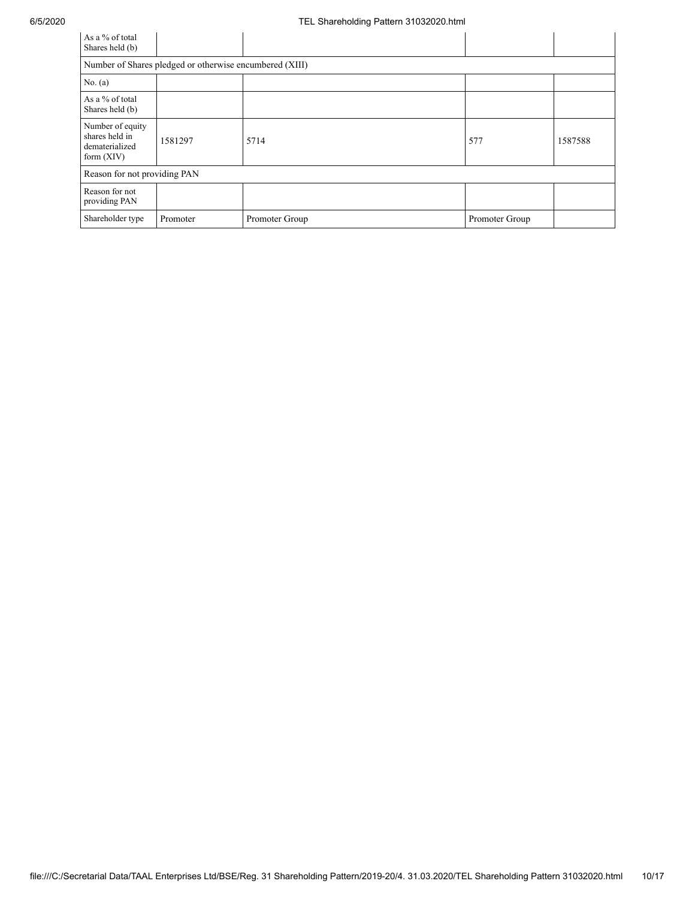| As a % of total Shares held (b) | | | | |
|---|---|---|---|---|
| Number of Shares pledged or otherwise encumbered (XIII) | | | | |
| No. (a) | | | | |
| As a % of total Shares held (b) | | | | |
| Number of equity shares held in dematerialized form (XIV) | 1581297 | 5714 | 577 | 1587588 |
| Reason for not providing PAN | | | | |
| Reason for not providing PAN | | | | |
| Shareholder type | Promoter | Promoter Group | Promoter Group | |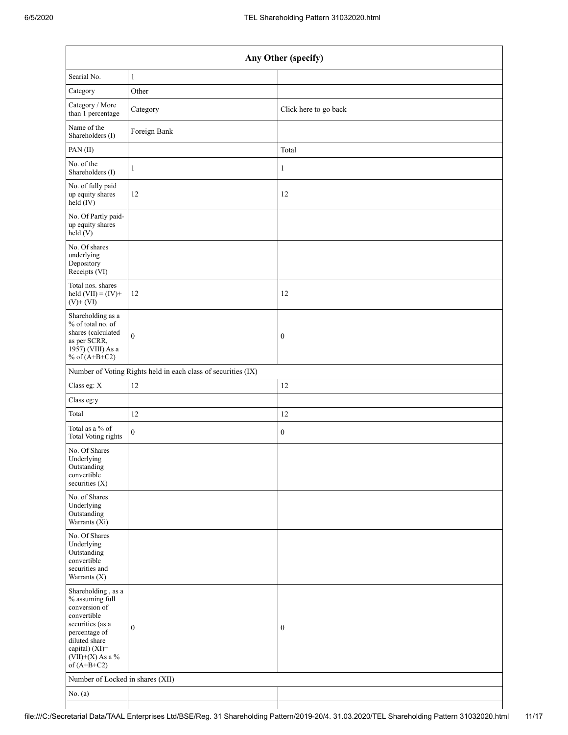| Any Other (specify) | | |
|---|---|---|
| Searial No. | 1 | |
| Category | Other | |
| Category / More than 1 percentage | Category | Click here to go back |
| Name of the Shareholders (I) | Foreign Bank | |
| PAN (II) | | Total |
| No. of the Shareholders (I) | 1 | 1 |
| No. of fully paid up equity shares held (IV) | 12 | 12 |
| No. Of Partly paid-up equity shares held (V) | | |
| No. Of shares underlying Depository Receipts (VI) | | |
| Total nos. shares held (VII) = (IV)+(V)+ (VI) | 12 | 12 |
| Shareholding as a % of total no. of shares (calculated as per SCRR, 1957) (VIII) As a % of (A+B+C2) | 0 | 0 |
| Number of Voting Rights held in each class of securities (IX) | | |
| Class eg: X | 12 | 12 |
| Class eg:y | | |
| Total | 12 | 12 |
| Total as a % of Total Voting rights | 0 | 0 |
| No. Of Shares Underlying Outstanding convertible securities (X) | | |
| No. of Shares Underlying Outstanding Warrants (Xi) | | |
| No. Of Shares Underlying Outstanding convertible securities and Warrants (X) | | |
| Shareholding , as a % assuming full conversion of convertible securities (as a percentage of diluted share capital) (XI)= (VII)+(X) As a % of (A+B+C2) | 0 | 0 |
| Number of Locked in shares (XII) | | |
| No. (a) | | |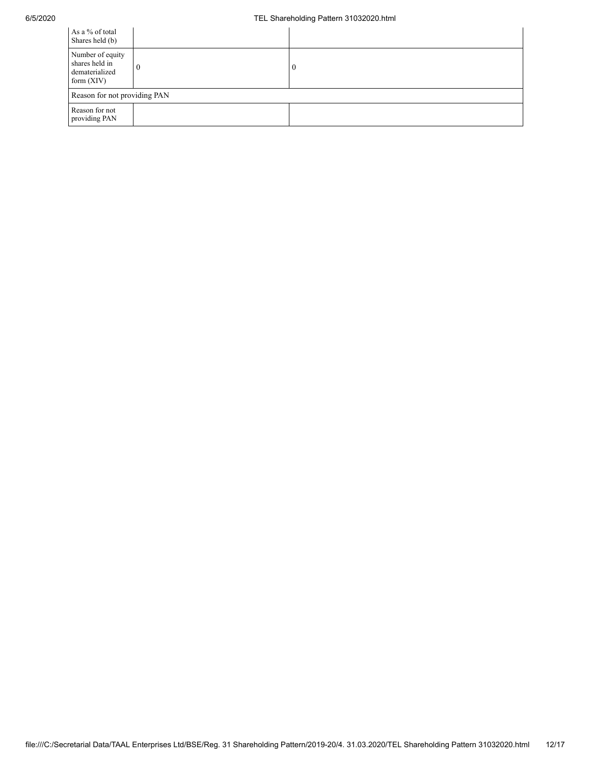| As a % of total Shares held (b) | | |
|---|---|---|
| Number of equity shares held in dematerialized form (XIV) | 0 | 0 |
| Reason for not providing PAN | | |
| Reason for not providing PAN | | |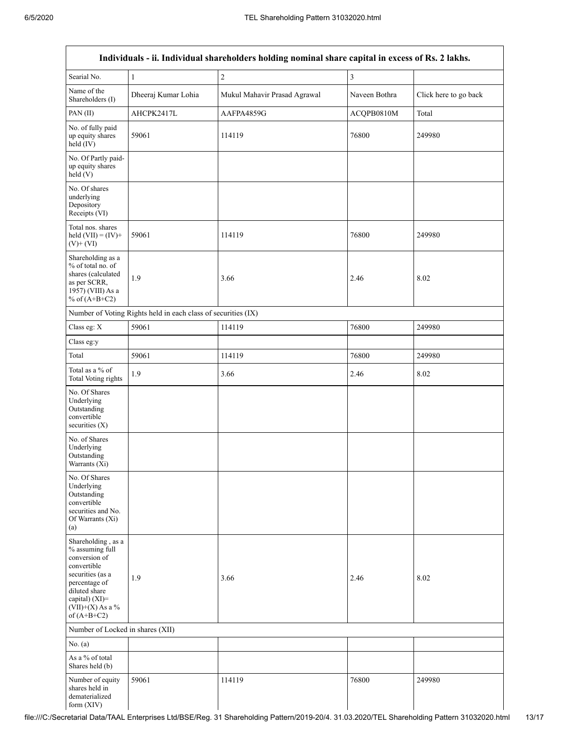| Individuals - ii. Individual shareholders holding nominal share capital in excess of Rs. 2 lakhs. | | | | |
|---|---|---|---|---|
| Searial No. | 1 | 2 | 3 | |
| Name of the Shareholders (I) | Dheeraj Kumar Lohia | Mukul Mahavir Prasad Agrawal | Naveen Bothra | Click here to go back |
| PAN (II) | AHCPK2417L | AAFPA4859G | ACQPB0810M | Total |
| No. of fully paid up equity shares held (IV) | 59061 | 114119 | 76800 | 249980 |
| No. Of Partly paid-up equity shares held (V) | | | | |
| No. Of shares underlying Depository Receipts (VI) | | | | |
| Total nos. shares held (VII) = (IV)+ (V)+ (VI) | 59061 | 114119 | 76800 | 249980 |
| Shareholding as a % of total no. of shares (calculated as per SCRR, 1957) (VIII) As a % of (A+B+C2) | 1.9 | 3.66 | 2.46 | 8.02 |
| Number of Voting Rights held in each class of securities (IX) | | | | |
| Class eg: X | 59061 | 114119 | 76800 | 249980 |
| Class eg:y | | | | |
| Total | 59061 | 114119 | 76800 | 249980 |
| Total as a % of Total Voting rights | 1.9 | 3.66 | 2.46 | 8.02 |
| No. Of Shares Underlying Outstanding convertible securities (X) | | | | |
| No. of Shares Underlying Outstanding Warrants (Xi) | | | | |
| No. Of Shares Underlying Outstanding convertible securities and No. Of Warrants (Xi) (a) | | | | |
| Shareholding , as a % assuming full conversion of convertible securities (as a percentage of diluted share capital) (XI)= (VII)+(X) As a % of (A+B+C2) | 1.9 | 3.66 | 2.46 | 8.02 |
| Number of Locked in shares (XII) | | | | |
| No. (a) | | | | |
| As a % of total Shares held (b) | | | | |
| Number of equity shares held in dematerialized form (XIV) | 59061 | 114119 | 76800 | 249980 |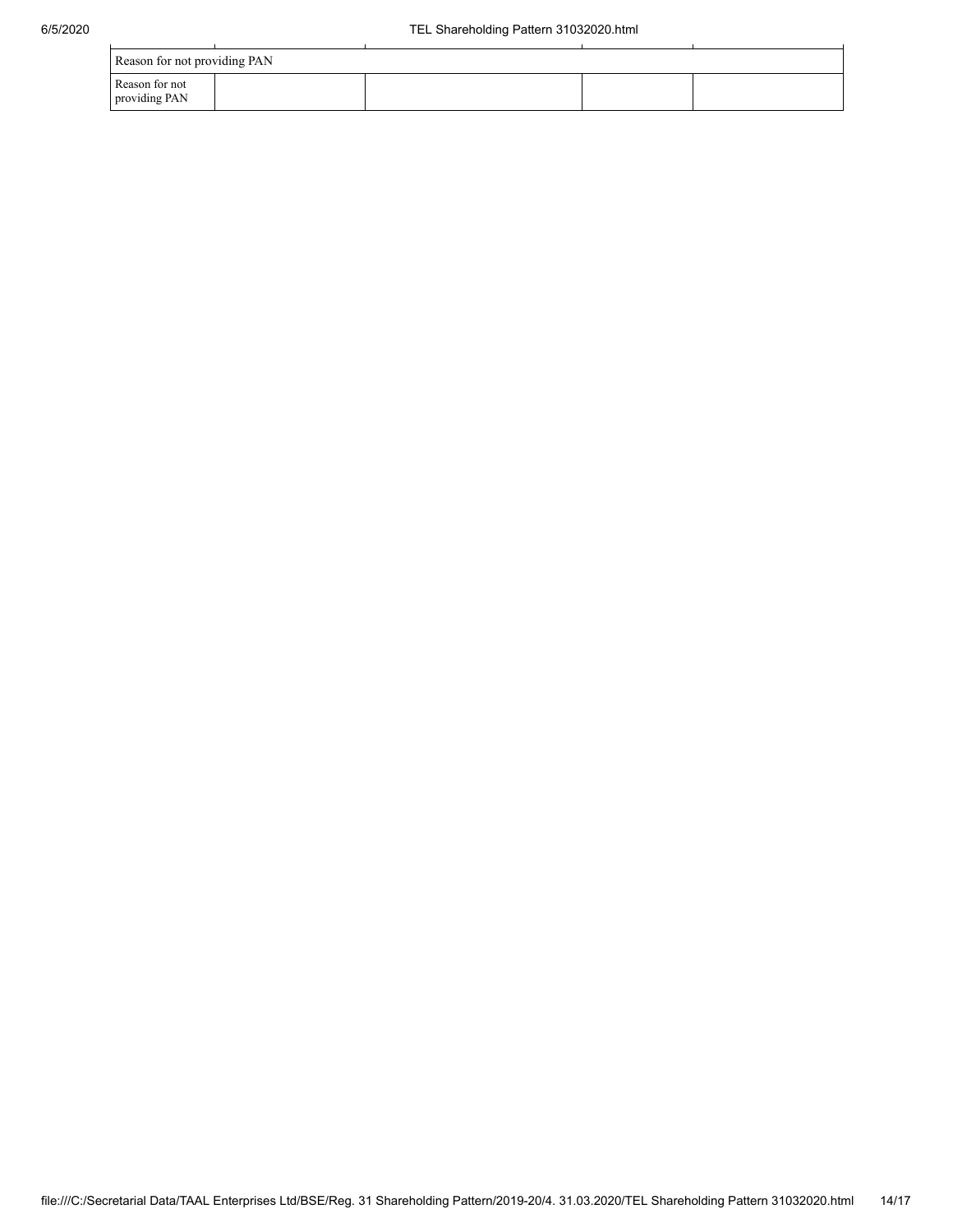| Reason for not providing PAN | | | | |
|---|---|---|---|---|
| Reason for not providing PAN | | | | |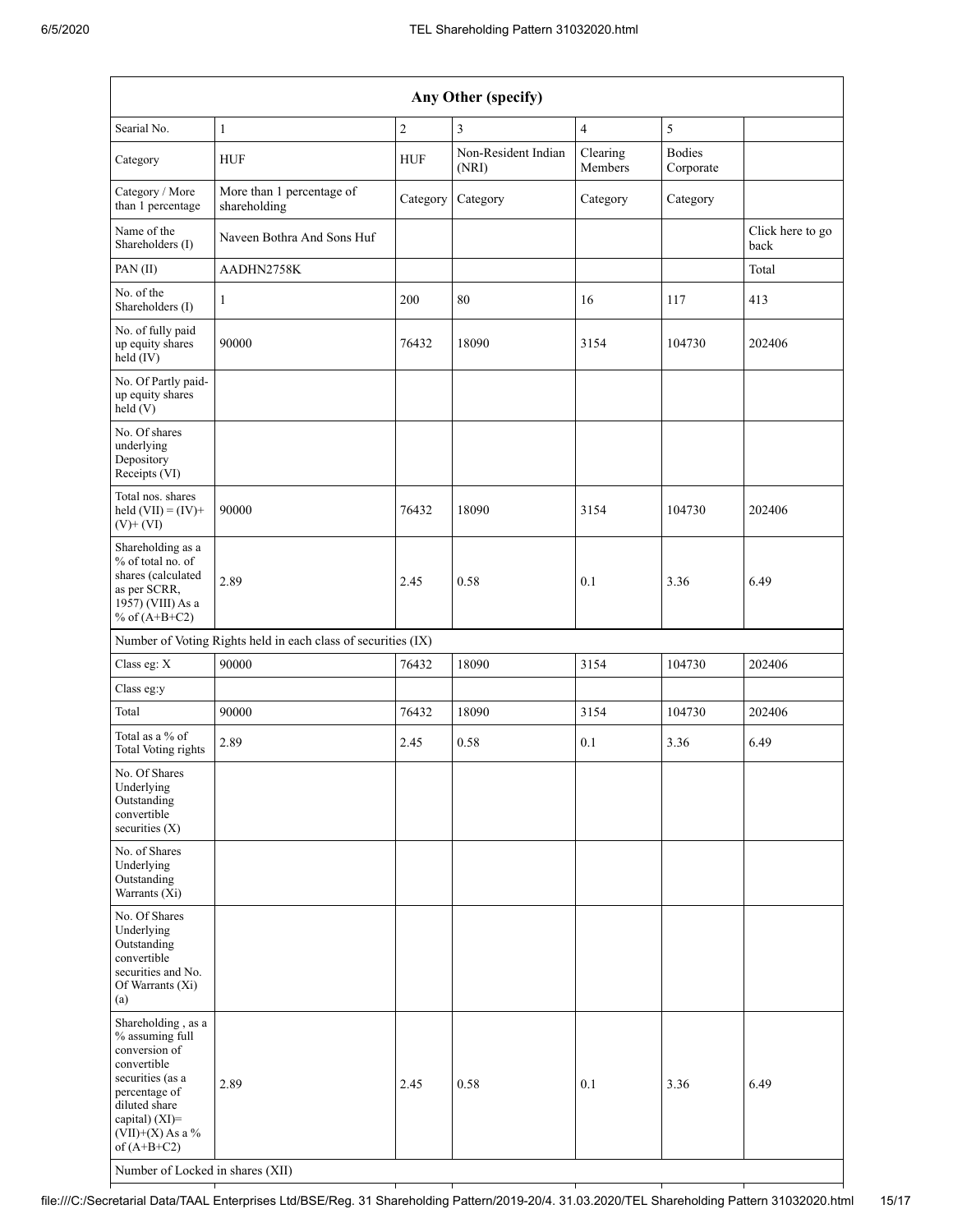| Any Other (specify) | | | | | | |
|---|---|---|---|---|---|---|
| Searial No. | 1 | 2 | 3 | 4 | 5 | |
| Category | HUF | HUF | Non-Resident Indian (NRI) | Clearing Members | Bodies Corporate | |
| Category / More than 1 percentage | More than 1 percentage of shareholding | Category | Category | Category | Category | |
| Name of the Shareholders (I) | Naveen Bothra And Sons Huf | | | | | Click here to go back |
| PAN (II) | AADHN2758K | | | | | Total |
| No. of the Shareholders (I) | 1 | 200 | 80 | 16 | 117 | 413 |
| No. of fully paid up equity shares held (IV) | 90000 | 76432 | 18090 | 3154 | 104730 | 202406 |
| No. Of Partly paid-up equity shares held (V) | | | | | | |
| No. Of shares underlying Depository Receipts (VI) | | | | | | |
| Total nos. shares held (VII) = (IV)+ (V)+ (VI) | 90000 | 76432 | 18090 | 3154 | 104730 | 202406 |
| Shareholding as a % of total no. of shares (calculated as per SCRR, 1957) (VIII) As a % of (A+B+C2) | 2.89 | 2.45 | 0.58 | 0.1 | 3.36 | 6.49 |
| Number of Voting Rights held in each class of securities (IX) | | | | | | |
| Class eg: X | 90000 | 76432 | 18090 | 3154 | 104730 | 202406 |
| Class eg:y | | | | | | |
| Total | 90000 | 76432 | 18090 | 3154 | 104730 | 202406 |
| Total as a % of Total Voting rights | 2.89 | 2.45 | 0.58 | 0.1 | 3.36 | 6.49 |
| No. Of Shares Underlying Outstanding convertible securities (X) | | | | | | |
| No. of Shares Underlying Outstanding Warrants (Xi) | | | | | | |
| No. Of Shares Underlying Outstanding convertible securities and No. Of Warrants (Xi) (a) | | | | | | |
| Shareholding , as a % assuming full conversion of convertible securities (as a percentage of diluted share capital) (XI)= (VII)+(X) As a % of (A+B+C2) | 2.89 | 2.45 | 0.58 | 0.1 | 3.36 | 6.49 |
| Number of Locked in shares (XII) | | | | | | |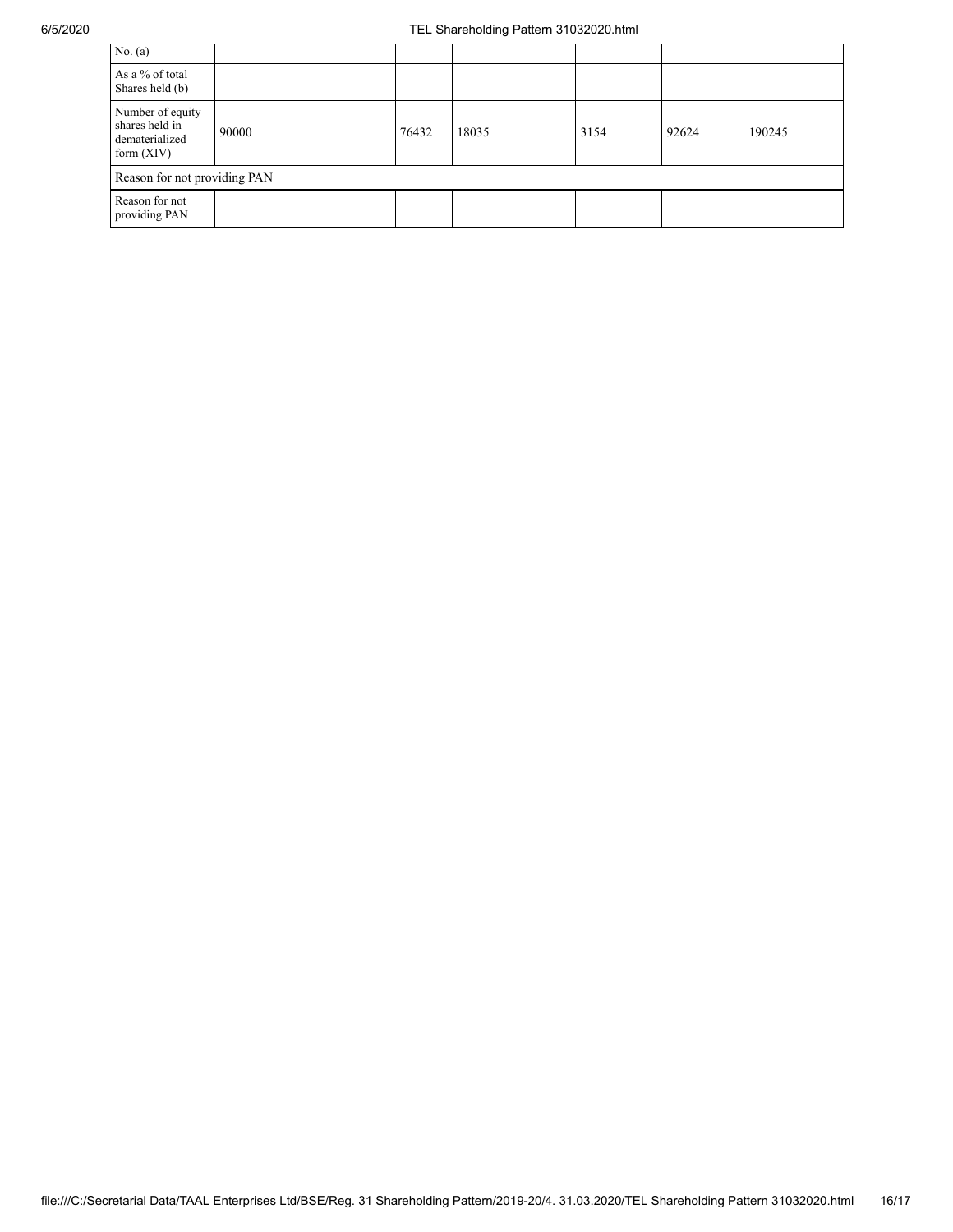| No. (a) | | | | | | |
|---|---|---|---|---|---|---|
| As a % of total Shares held (b) | | | | | | |
| Number of equity shares held in dematerialized form (XIV) | 90000 | 76432 | 18035 | 3154 | 92624 | 190245 |
| Reason for not providing PAN | | | | | | |
| Reason for not providing PAN | | | | | | |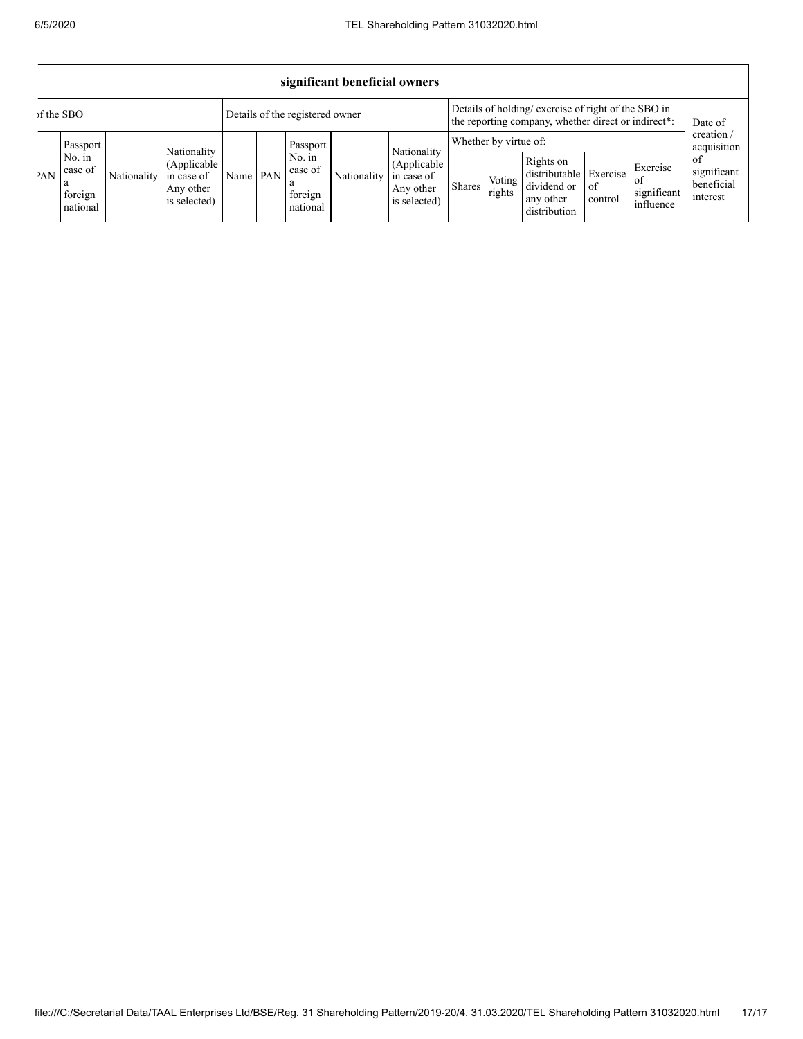| significant beneficial owners | | | | | | | | | | | | | | | |
|---|---|---|---|---|---|---|---|---|---|---|---|---|---|---|---|
| of the SBO | | | | Details of the registered owner | | | | | Details of holding/ exercise of right of the SBO in the reporting company, whether direct or indirect*: | | | | | Date of creation / acquisition of significant beneficial interest |
| | | | | | | | | | Whether by virtue of: | | | | | |
| PAN | Passport No. in case of a foreign national | Nationality | Nationality (Applicable in case of Any other is selected) | Name | PAN | Passport No. in case of a foreign national | Nationality | Nationality (Applicable in case of Any other is selected) | Shares | Voting rights | Rights on distributable dividend or any other distribution | Exercise of control | Exercise of significant influence | |